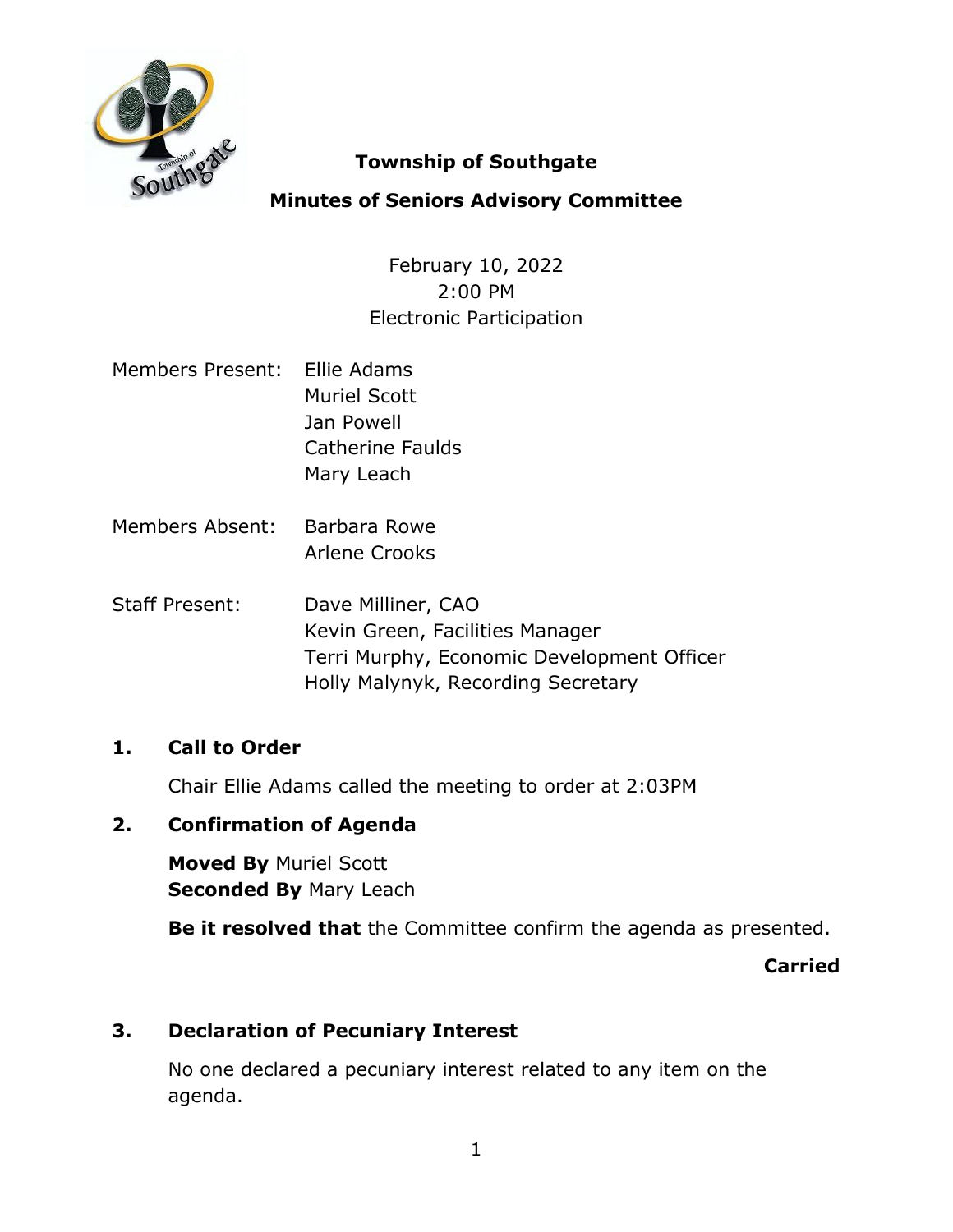# Township of Southgate

## Minutes of Seniors Advisory Committee

February 10, 2022
2:00 PM
Electronic Participation

Members Present: Ellie Adams
Muriel Scott
Jan Powell
Catherine Faulds
Mary Leach

Members Absent: Barbara Rowe
Arlene Crooks

Staff Present: Dave Milliner, CAO
Kevin Green, Facilities Manager
Terri Murphy, Economic Development Officer
Holly Malynyk, Recording Secretary

## 1. Call to Order

Chair Ellie Adams called the meeting to order at 2:03PM

## 2. Confirmation of Agenda

**Moved By** Muriel Scott
**Seconded By** Mary Leach

**Be it resolved that** the Committee confirm the agenda as presented.

**Carried**

## 3. Declaration of Pecuniary Interest

No one declared a pecuniary interest related to any item on the agenda.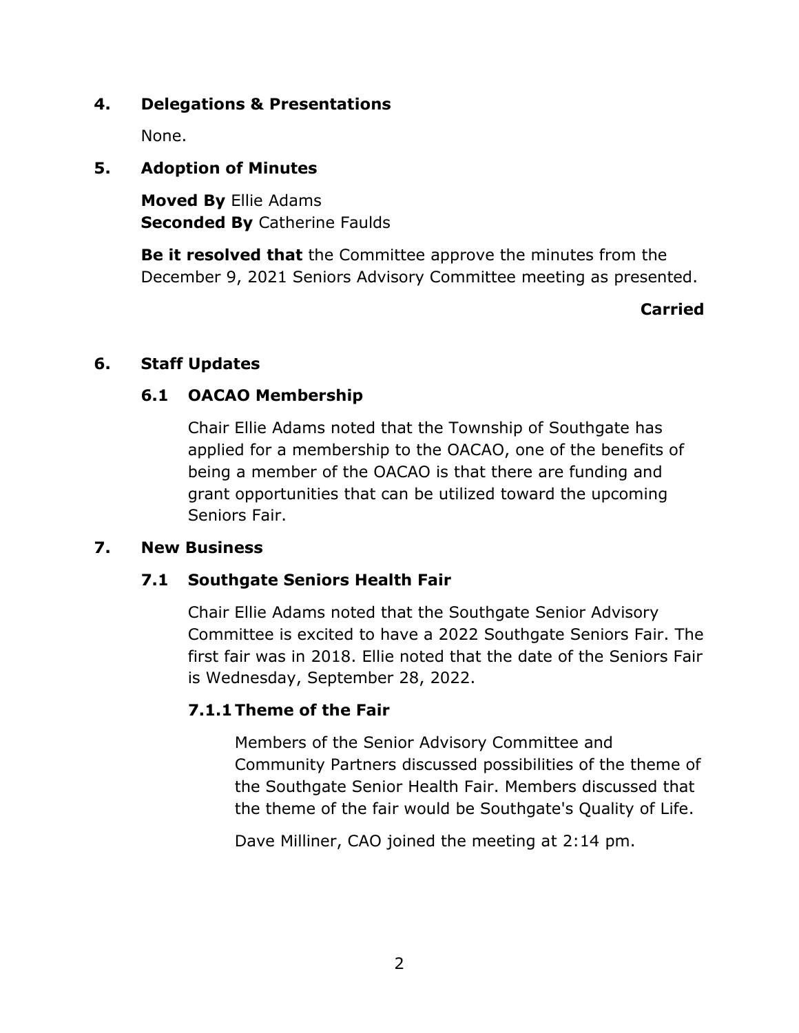## 4. Delegations & Presentations

None.

## 5. Adoption of Minutes

**Moved By** Ellie Adams
**Seconded By** Catherine Faulds

**Be it resolved that** the Committee approve the minutes from the December 9, 2021 Seniors Advisory Committee meeting as presented.

**Carried**

## 6. Staff Updates

### 6.1 OACAO Membership

Chair Ellie Adams noted that the Township of Southgate has applied for a membership to the OACAO, one of the benefits of being a member of the OACAO is that there are funding and grant opportunities that can be utilized toward the upcoming Seniors Fair.

## 7. New Business

### 7.1 Southgate Seniors Health Fair

Chair Ellie Adams noted that the Southgate Senior Advisory Committee is excited to have a 2022 Southgate Seniors Fair. The first fair was in 2018. Ellie noted that the date of the Seniors Fair is Wednesday, September 28, 2022.

#### 7.1.1 Theme of the Fair

Members of the Senior Advisory Committee and Community Partners discussed possibilities of the theme of the Southgate Senior Health Fair. Members discussed that the theme of the fair would be Southgate's Quality of Life.

Dave Milliner, CAO joined the meeting at 2:14 pm.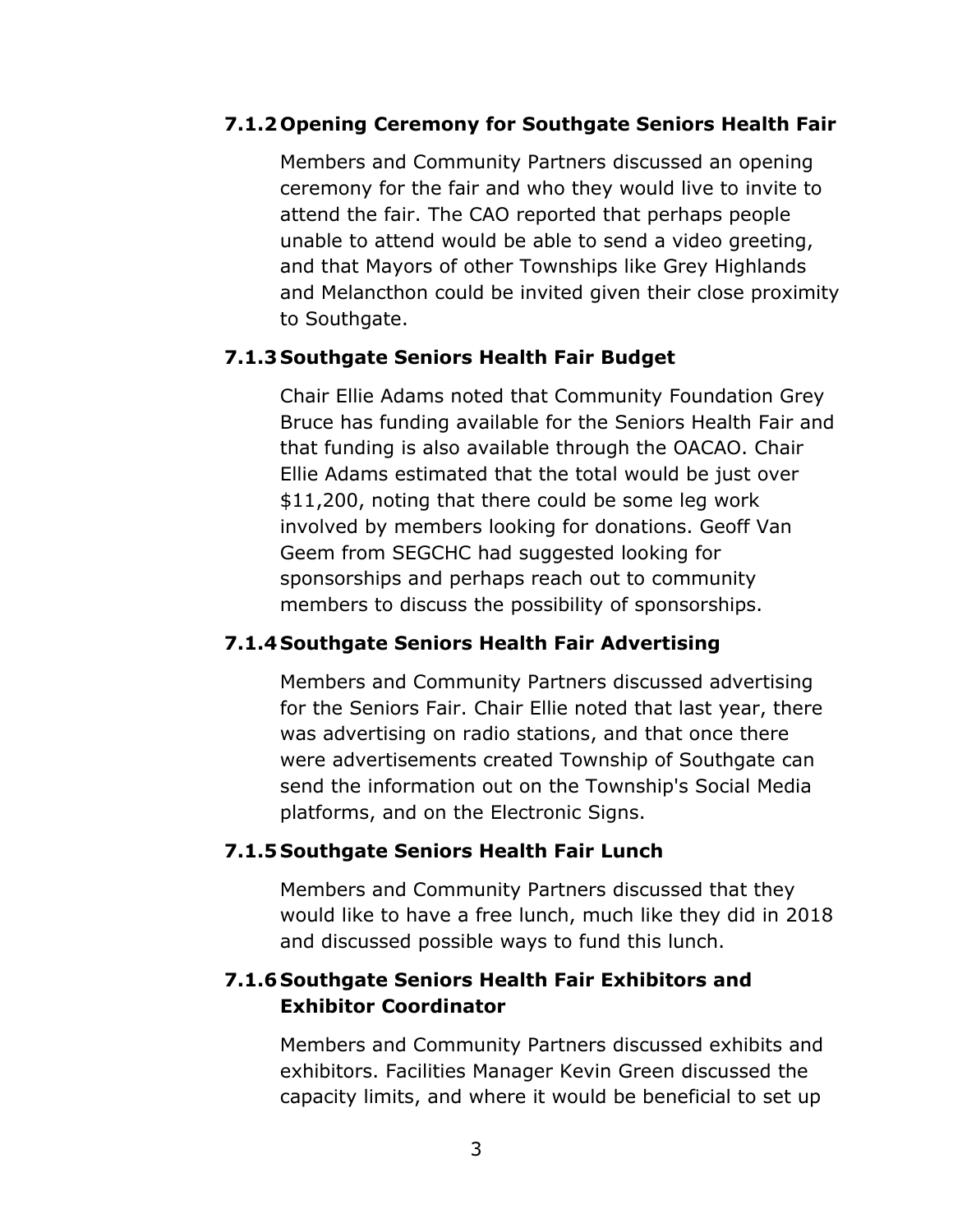### 7.1.2 Opening Ceremony for Southgate Seniors Health Fair

Members and Community Partners discussed an opening ceremony for the fair and who they would live to invite to attend the fair. The CAO reported that perhaps people unable to attend would be able to send a video greeting, and that Mayors of other Townships like Grey Highlands and Melancthon could be invited given their close proximity to Southgate.

### 7.1.3 Southgate Seniors Health Fair Budget

Chair Ellie Adams noted that Community Foundation Grey Bruce has funding available for the Seniors Health Fair and that funding is also available through the OACAO. Chair Ellie Adams estimated that the total would be just over $11,200, noting that there could be some leg work involved by members looking for donations. Geoff Van Geem from SEGCHC had suggested looking for sponsorships and perhaps reach out to community members to discuss the possibility of sponsorships.

### 7.1.4 Southgate Seniors Health Fair Advertising

Members and Community Partners discussed advertising for the Seniors Fair. Chair Ellie noted that last year, there was advertising on radio stations, and that once there were advertisements created Township of Southgate can send the information out on the Township's Social Media platforms, and on the Electronic Signs.

### 7.1.5 Southgate Seniors Health Fair Lunch

Members and Community Partners discussed that they would like to have a free lunch, much like they did in 2018 and discussed possible ways to fund this lunch.

### 7.1.6 Southgate Seniors Health Fair Exhibitors and Exhibitor Coordinator

Members and Community Partners discussed exhibits and exhibitors. Facilities Manager Kevin Green discussed the capacity limits, and where it would be beneficial to set up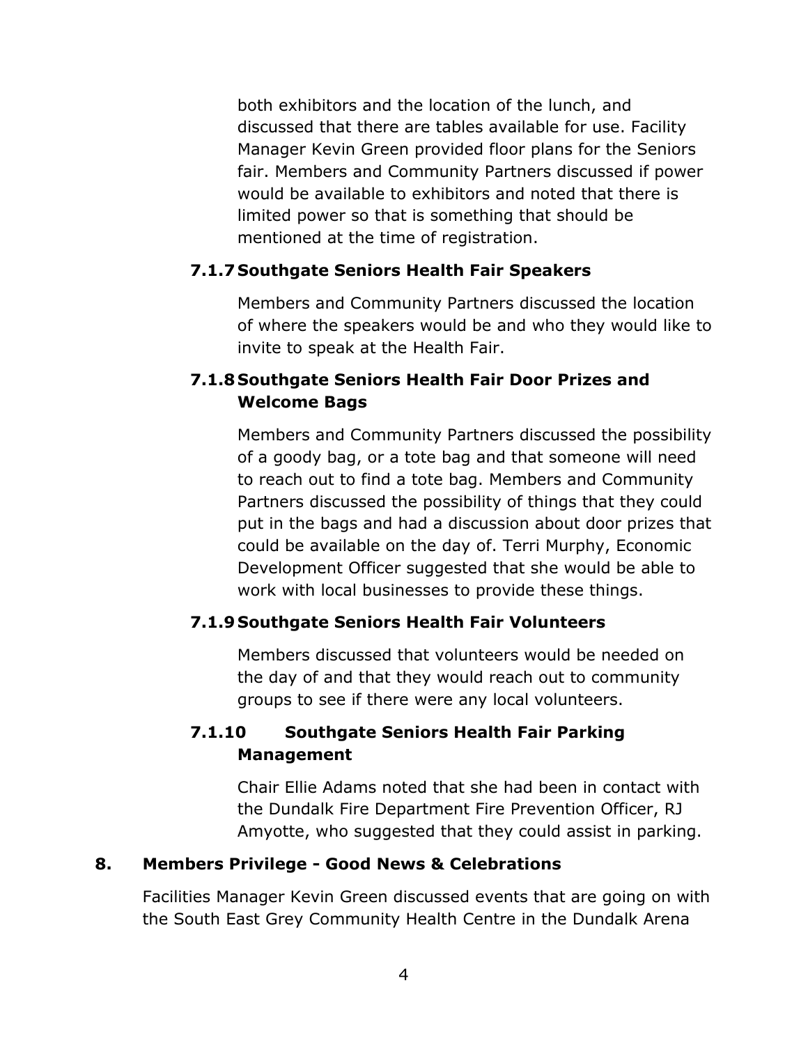both exhibitors and the location of the lunch, and discussed that there are tables available for use. Facility Manager Kevin Green provided floor plans for the Seniors fair. Members and Community Partners discussed if power would be available to exhibitors and noted that there is limited power so that is something that should be mentioned at the time of registration.

### 7.1.7 Southgate Seniors Health Fair Speakers

Members and Community Partners discussed the location of where the speakers would be and who they would like to invite to speak at the Health Fair.

### 7.1.8 Southgate Seniors Health Fair Door Prizes and Welcome Bags

Members and Community Partners discussed the possibility of a goody bag, or a tote bag and that someone will need to reach out to find a tote bag. Members and Community Partners discussed the possibility of things that they could put in the bags and had a discussion about door prizes that could be available on the day of. Terri Murphy, Economic Development Officer suggested that she would be able to work with local businesses to provide these things.

### 7.1.9 Southgate Seniors Health Fair Volunteers

Members discussed that volunteers would be needed on the day of and that they would reach out to community groups to see if there were any local volunteers.

### 7.1.10 Southgate Seniors Health Fair Parking Management

Chair Ellie Adams noted that she had been in contact with the Dundalk Fire Department Fire Prevention Officer, RJ Amyotte, who suggested that they could assist in parking.

## 8. Members Privilege - Good News & Celebrations

Facilities Manager Kevin Green discussed events that are going on with the South East Grey Community Health Centre in the Dundalk Arena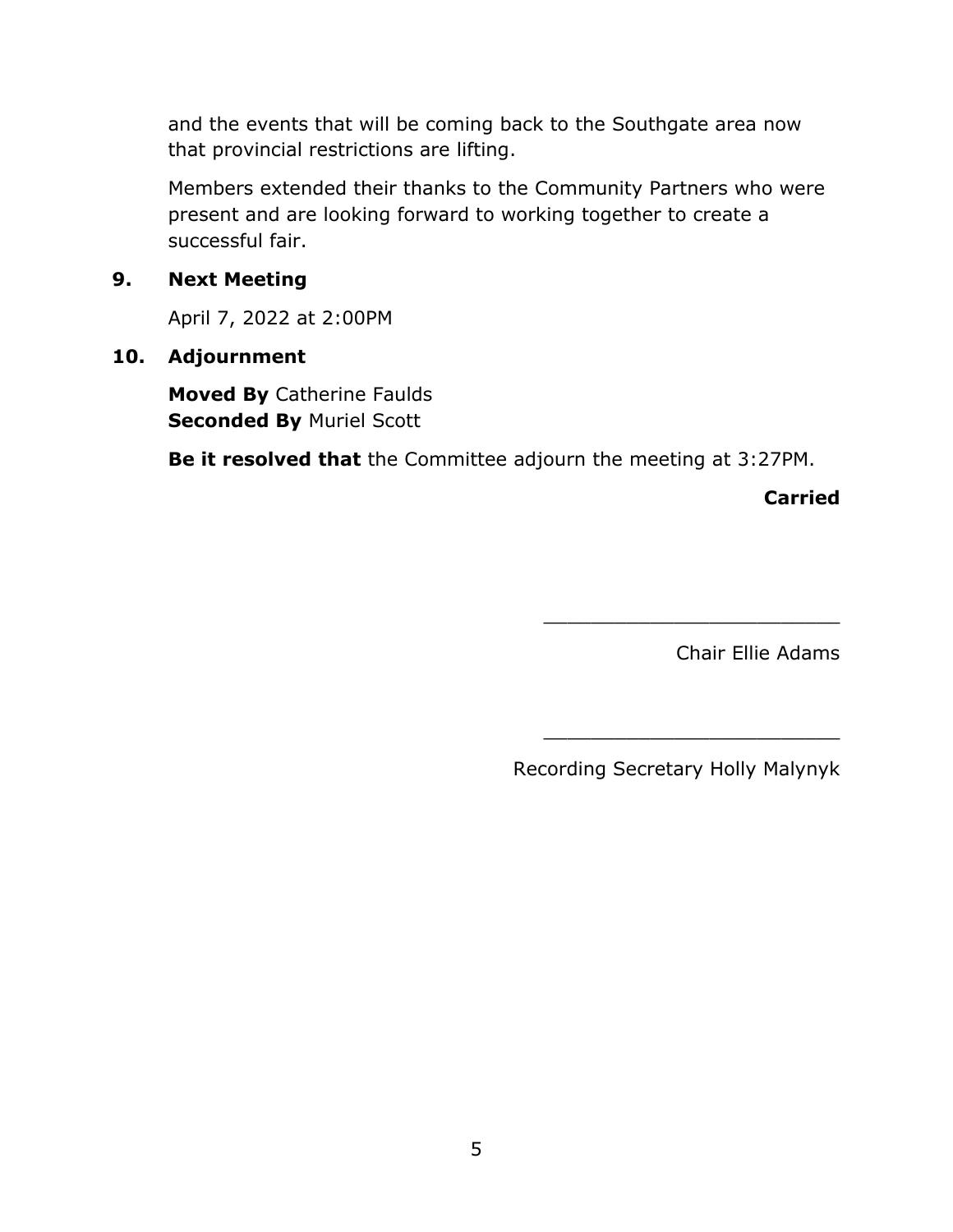and the events that will be coming back to the Southgate area now that provincial restrictions are lifting.

Members extended their thanks to the Community Partners who were present and are looking forward to working together to create a successful fair.

## 9. Next Meeting

April 7, 2022 at 2:00PM

## 10. Adjournment

**Moved By** Catherine Faulds
**Seconded By** Muriel Scott

**Be it resolved that** the Committee adjourn the meeting at 3:27PM.

**Carried**

_________________________

Chair Ellie Adams

_________________________

Recording Secretary Holly Malynyk